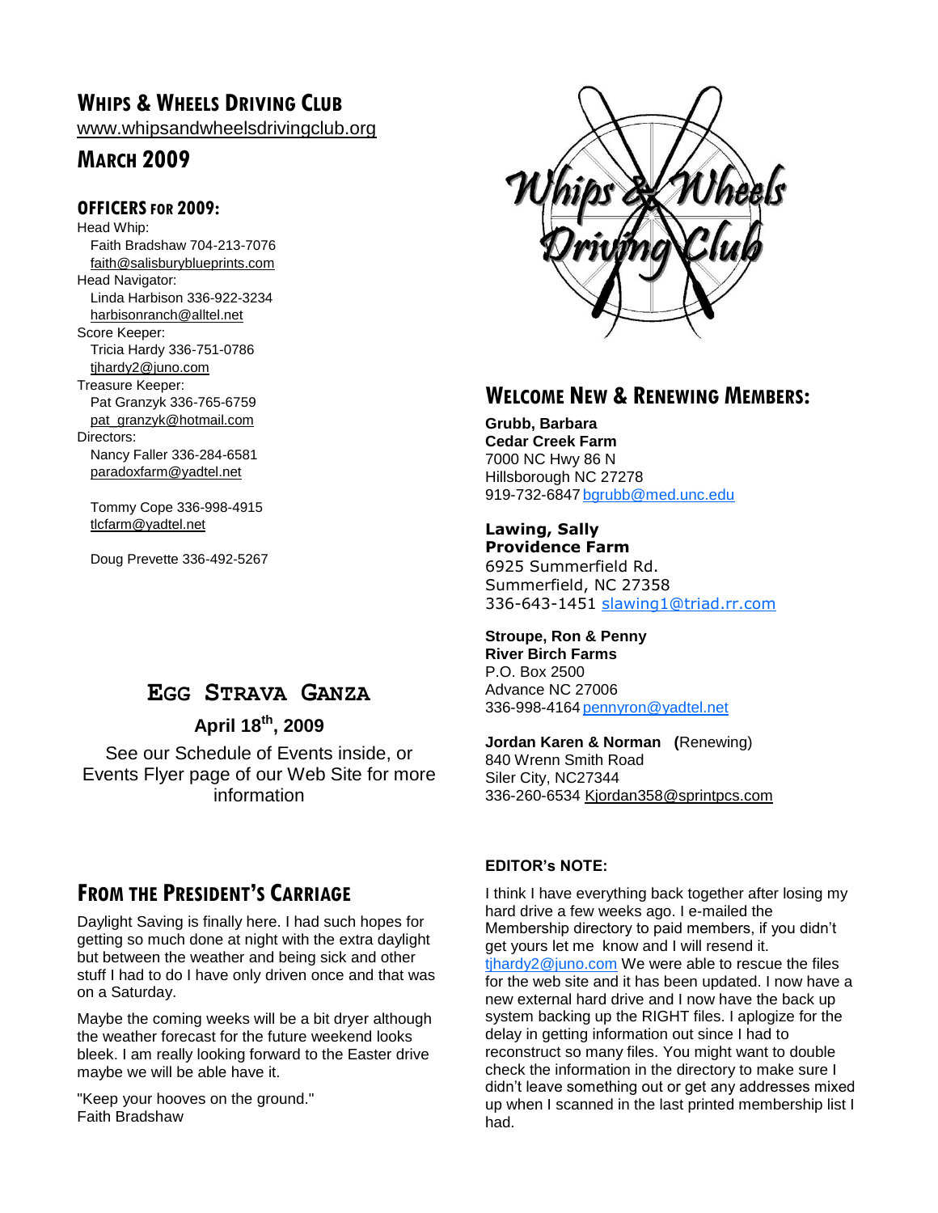# Whips & Wheels Driving Club

www.whipsandwheelsdrivingclub.org

## March 2009

### Officers for 2009:

Head Whip:
Faith Bradshaw 704-213-7076
faith@salisburyblueprints.com

Head Navigator:
Linda Harbison 336-922-3234
harbisonranch@alltel.net

Score Keeper:
Tricia Hardy 336-751-0786
tjhardy2@juno.com

Treasure Keeper:
Pat Granzyk 336-765-6759
pat_granzyk@hotmail.com

Directors:
Nancy Faller 336-284-6581
paradoxfarm@yadtel.net

Tommy Cope 336-998-4915
tlcfarm@yadtel.net

Doug Prevette 336-492-5267

## Egg Strava Ganza

**April 18th, 2009**

See our Schedule of Events inside, or Events Flyer page of our Web Site for more information

## From the President's Carriage

Daylight Saving is finally here. I had such hopes for getting so much done at night with the extra daylight but between the weather and being sick and other stuff I had to do I have only driven once and that was on a Saturday.

Maybe the coming weeks will be a bit dryer although the weather forecast for the future weekend looks bleek. I am really looking forward to the Easter drive maybe we will be able have it.

"Keep your hooves on the ground."
Faith Bradshaw

## Welcome New & Renewing Members:

**Grubb, Barbara**
**Cedar Creek Farm**
7000 NC Hwy 86 N
Hillsborough NC 27278
919-732-6847 bgrubb@med.unc.edu

**Lawing, Sally**
**Providence Farm**
6925 Summerfield Rd.
Summerfield, NC 27358
336-643-1451 slawing1@triad.rr.com

**Stroupe, Ron & Penny**
**River Birch Farms**
P.O. Box 2500
Advance NC 27006
336-998-4164 pennyron@yadtel.net

**Jordan Karen & Norman** (Renewing)
840 Wrenn Smith Road
Siler City, NC27344
336-260-6534 Kjordan358@sprintpcs.com

**EDITOR's NOTE:**

I think I have everything back together after losing my hard drive a few weeks ago. I e-mailed the Membership directory to paid members, if you didn't get yours let me know and I will resend it. tjhardy2@juno.com We were able to rescue the files for the web site and it has been updated. I now have a new external hard drive and I now have the back up system backing up the RIGHT files. I aplogize for the delay in getting information out since I had to reconstruct so many files. You might want to double check the information in the directory to make sure I didn't leave something out or get any addresses mixed up when I scanned in the last printed membership list I had.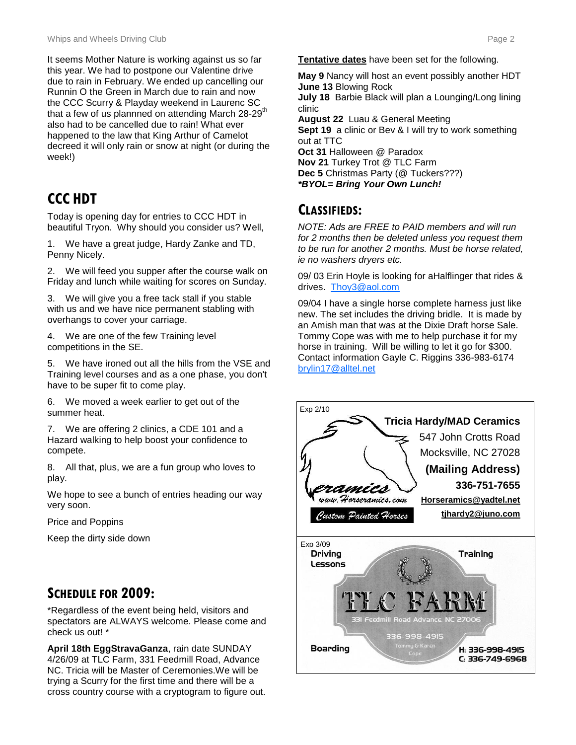It seems Mother Nature is working against us so far this year. We had to postpone our Valentine drive due to rain in February. We ended up cancelling our Runnin O the Green in March due to rain and now the CCC Scurry & Playday weekend in Laurenc SC that a few of us plannned on attending March 28-29th also had to be cancelled due to rain! What ever happened to the law that King Arthur of Camelot decreed it will only rain or snow at night (or during the week!)

## CCC HDT

Today is opening day for entries to CCC HDT in beautiful Tryon. Why should you consider us? Well,

1. We have a great judge, Hardy Zanke and TD, Penny Nicely.
2. We will feed you supper after the course walk on Friday and lunch while waiting for scores on Sunday.
3. We will give you a free tack stall if you stable with us and we have nice permanent stabling with overhangs to cover your carriage.
4. We are one of the few Training level competitions in the SE.
5. We have ironed out all the hills from the VSE and Training level courses and as a one phase, you don't have to be super fit to come play.
6. We moved a week earlier to get out of the summer heat.
7. We are offering 2 clinics, a CDE 101 and a Hazard walking to help boost your confidence to compete.
8. All that, plus, we are a fun group who loves to play.

We hope to see a bunch of entries heading our way very soon.

Price and Poppins

Keep the dirty side down

## SCHEDULE FOR 2009:

*Regardless of the event being held, visitors and spectators are ALWAYS welcome. Please come and check us out! *

**April 18th EggStravaGanza**, rain date SUNDAY 4/26/09 at TLC Farm, 331 Feedmill Road, Advance NC. Tricia will be Master of Ceremonies.We will be trying a Scurry for the first time and there will be a cross country course with a cryptogram to figure out.

**Tentative dates** have been set for the following.

**May 9** Nancy will host an event possibly another HDT
**June 13** Blowing Rock
**July 18** Barbie Black will plan a Lounging/Long lining clinic
**August 22** Luau & General Meeting
**Sept 19** a clinic or Bev & I will try to work something out at TTC
**Oct 31** Halloween @ Paradox
**Nov 21** Turkey Trot @ TLC Farm
**Dec 5** Christmas Party (@ Tuckers???)
***BYOL= Bring Your Own Lunch!***

## CLASSIFIEDS:

*NOTE: Ads are FREE to PAID members and will run for 2 months then be deleted unless you request them to be run for another 2 months. Must be horse related, ie no washers dryers etc.*

09/ 03 Erin Hoyle is looking for aHalflinger that rides & drives. Thoy3@aol.com

09/04 I have a single horse complete harness just like new. The set includes the driving bridle. It is made by an Amish man that was at the Dixie Draft horse Sale. Tommy Cope was with me to help purchase it for my horse in training. Will be willing to let it go for $300. Contact information Gayle C. Riggins 336-983-6174 brylin17@alltel.net

Exp 2/10

**Tricia Hardy/MAD Ceramics**
547 John Crotts Road
Mocksville, NC 27028
**(Mailing Address)**
**336-751-7655**
**Horseramics@yadtel.net**
**tjhardy2@juno.com**

eramics
www.Horseramics.com
Custom Painted Horses

Exp 3/09

Driving Lessons — Training — Boarding

TLC FARM
331 Feedmill Road Advance, NC 27006
336-998-4915
Tommy & Karen Cope
H: 336-998-4915
C: 336-749-6968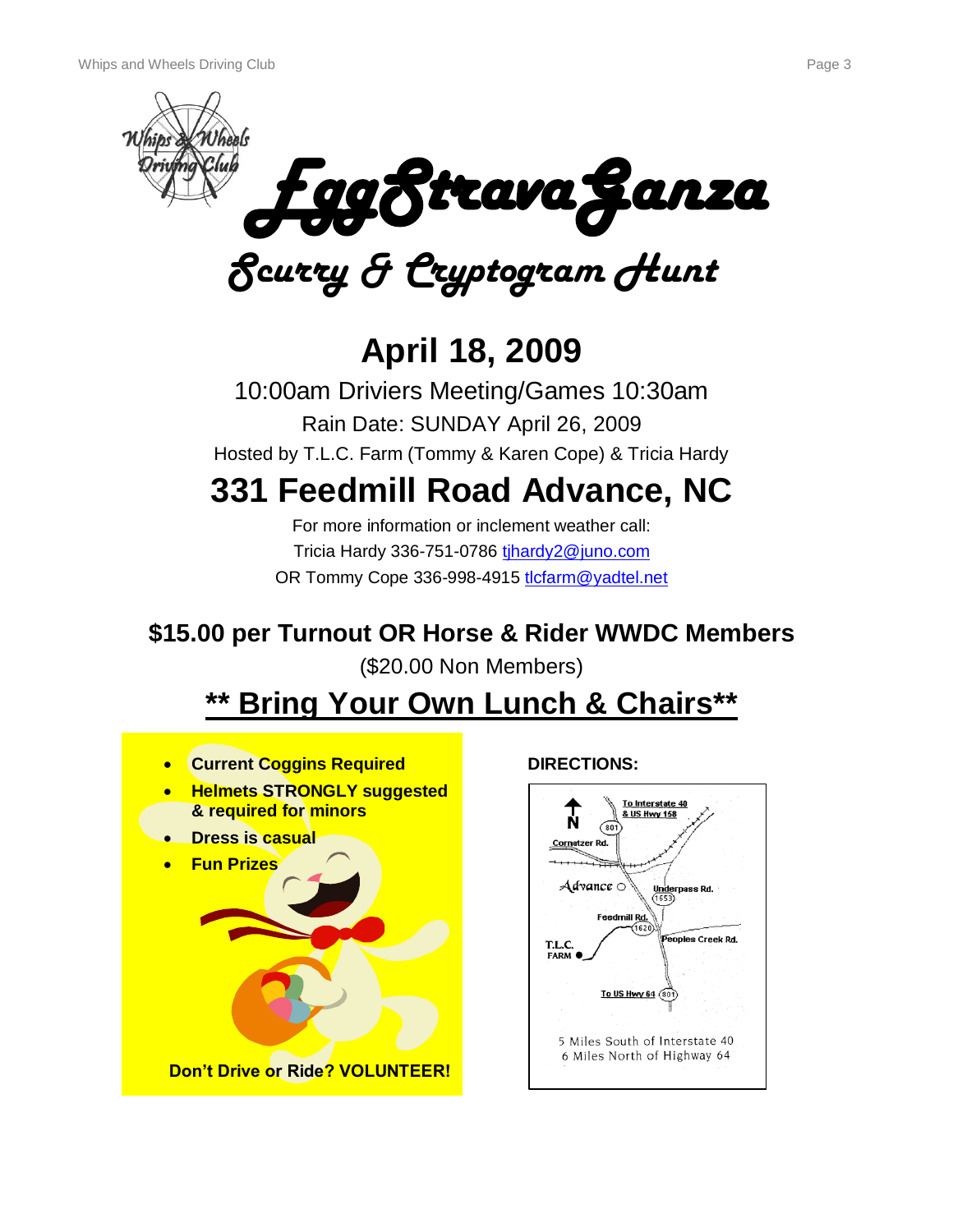# EggStravaGanza

## Scurry & Cryptogram Hunt

## April 18, 2009

10:00am Driviers Meeting/Games 10:30am

Rain Date: SUNDAY April 26, 2009

Hosted by T.L.C. Farm (Tommy & Karen Cope) & Tricia Hardy

## 331 Feedmill Road Advance, NC

For more information or inclement weather call:

Tricia Hardy 336-751-0786 tjhardy2@juno.com

OR Tommy Cope 336-998-4915 tlcfarm@yadtel.net

**$15.00 per Turnout OR Horse & Rider WWDC Members**

($20.00 Non Members)

## ** Bring Your Own Lunch & Chairs**

- **Current Coggins Required**
- **Helmets STRONGLY suggested & required for minors**
- **Dress is casual**
- **Fun Prizes**

**Don't Drive or Ride? VOLUNTEER!**

**DIRECTIONS:**

To Interstate 40 & US Hwy 158

801

Cornatzer Rd.

Advance

Underpass Rd. 1653

Feedmill Rd. 1620

Peoples Creek Rd.

T.L.C. FARM

To US Hwy 64 801

5 Miles South of Interstate 40

6 Miles North of Highway 64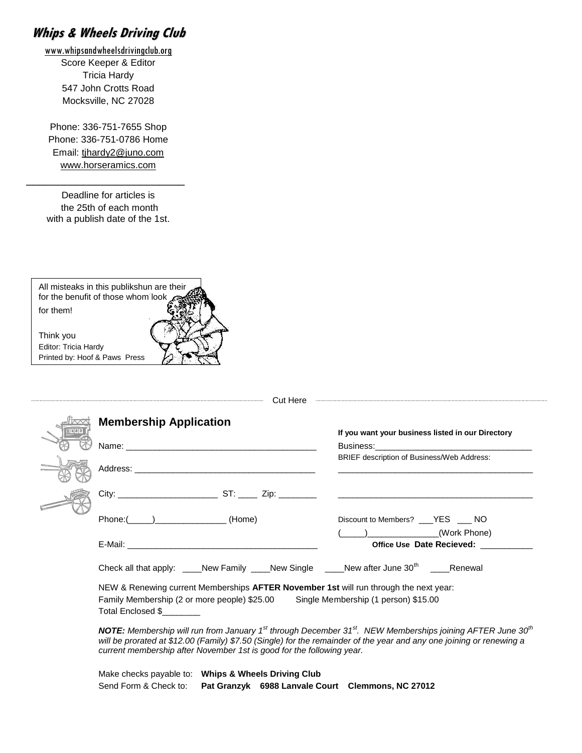## Whips & Wheels Driving Club

www.whipsandwheelsdrivingclub.org

Score Keeper & Editor
Tricia Hardy
547 John Crotts Road
Mocksville, NC 27028

Phone: 336-751-7655 Shop
Phone: 336-751-0786 Home
Email: tjhardy2@juno.com
www.horseramics.com

---

Deadline for articles is the 25th of each month with a publish date of the 1st.

All misteaks in this publikshun are their for the benufit of those whom look for them!

Think you
Editor: Tricia Hardy
Printed by: Hoof & Paws Press

Cut Here

## Membership Application

Name: ______________________________________

Address: ____________________________________

City: ____________________ ST: ____ Zip: ________

Phone:(_____)______________ (Home)

E-Mail: ______________________________________

**If you want your business listed in our Directory**

Business:________________________________

BRIEF description of Business/Web Address:

__________________________________________

__________________________________________

Discount to Members? ___YES ___ NO

(_____)______________(Work Phone)

**Office Use Date Recieved:** ___________

Check all that apply: ____New Family ____New Single ____New after June 30th ____Renewal

NEW & Renewing current Memberships **AFTER November 1st** will run through the next year:

Family Membership (2 or more people) $25.00 Single Membership (1 person) $15.00

Total Enclosed $________

***NOTE:*** *Membership will run from January 1st through December 31st. NEW Memberships joining AFTER June 30th will be prorated at $12.00 (Family) $7.50 (Single) for the remainder of the year and any one joining or renewing a current membership after November 1st is good for the following year.*

Make checks payable to: **Whips & Wheels Driving Club**

Send Form & Check to: **Pat Granzyk 6988 Lanvale Court Clemmons, NC 27012**